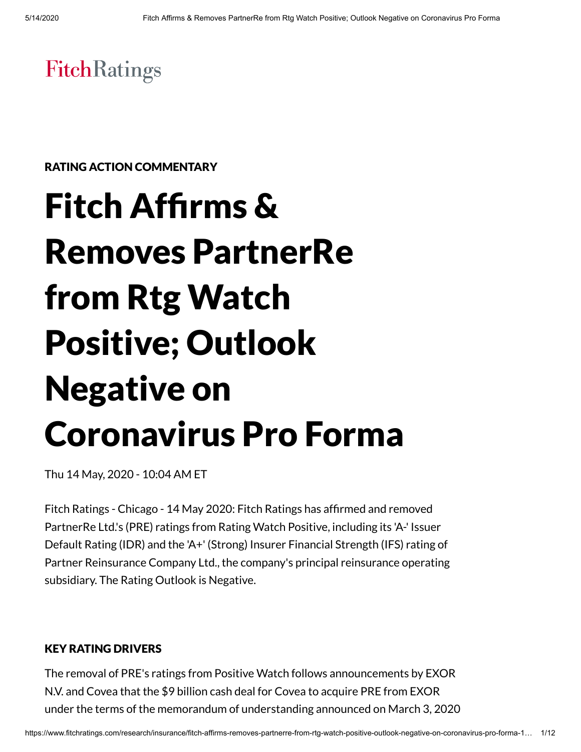FitchRatings

RATING ACTION COMMENTARY

# Fitch Affirms & Removes PartnerRe from Rtg Watch Positive; Outlook Negative on Coronavirus Pro Forma

Thu 14 May, 2020 - 10:04 AM ET

Fitch Ratings - Chicago - 14 May 2020: Fitch Ratings has affirmed and removed PartnerRe Ltd.'s (PRE) ratings from Rating Watch Positive, including its 'A-' Issuer Default Rating (IDR) and the 'A+' (Strong) Insurer Financial Strength (IFS) rating of Partner Reinsurance Company Ltd., the company's principal reinsurance operating subsidiary. The Rating Outlook is Negative.

## KEY RATING DRIVERS

The removal of PRE's ratings from Positive Watch follows announcements by EXOR N.V. and Covea that the $9 billion cash deal for Covea to acquire PRE from EXOR under the terms of the memorandum of understanding announced on March 3, 2020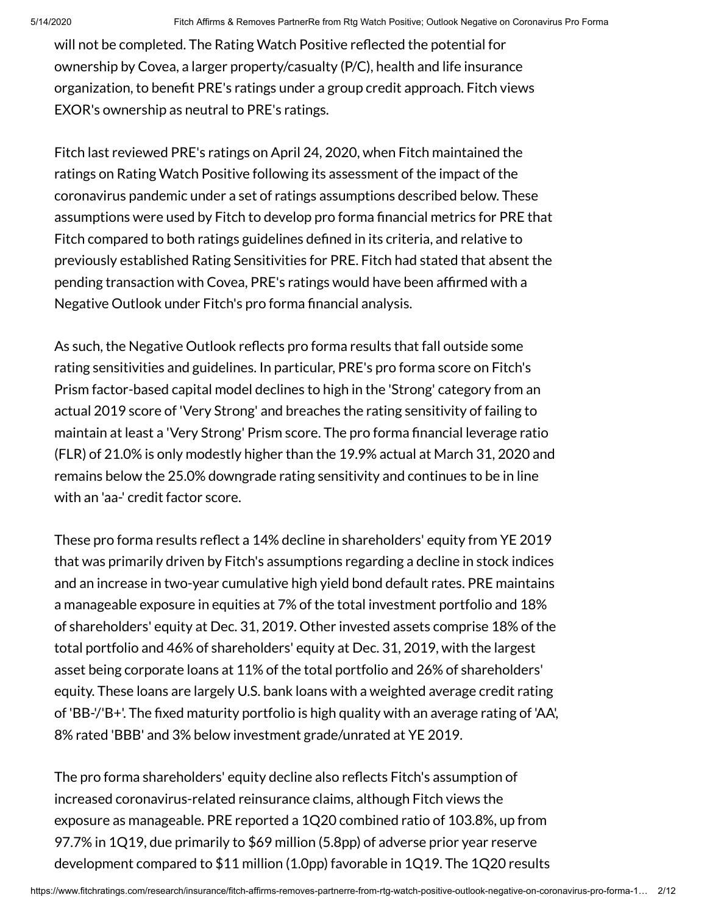will not be completed. The Rating Watch Positive reflected the potential for ownership by Covea, a larger property/casualty (P/C), health and life insurance organization, to benefit PRE's ratings under a group credit approach. Fitch views EXOR's ownership as neutral to PRE's ratings.

Fitch last reviewed PRE's ratings on April 24, 2020, when Fitch maintained the ratings on Rating Watch Positive following its assessment of the impact of the coronavirus pandemic under a set of ratings assumptions described below. These assumptions were used by Fitch to develop pro forma financial metrics for PRE that Fitch compared to both ratings guidelines defined in its criteria, and relative to previously established Rating Sensitivities for PRE. Fitch had stated that absent the pending transaction with Covea, PRE's ratings would have been affirmed with a Negative Outlook under Fitch's pro forma financial analysis.

As such, the Negative Outlook reflects pro forma results that fall outside some rating sensitivities and guidelines. In particular, PRE's pro forma score on Fitch's Prism factor-based capital model declines to high in the 'Strong' category from an actual 2019 score of 'Very Strong' and breaches the rating sensitivity of failing to maintain at least a 'Very Strong' Prism score. The pro forma financial leverage ratio (FLR) of 21.0% is only modestly higher than the 19.9% actual at March 31, 2020 and remains below the 25.0% downgrade rating sensitivity and continues to be in line with an 'aa-' credit factor score.

These pro forma results reflect a 14% decline in shareholders' equity from YE 2019 that was primarily driven by Fitch's assumptions regarding a decline in stock indices and an increase in two-year cumulative high yield bond default rates. PRE maintains a manageable exposure in equities at 7% of the total investment portfolio and 18% of shareholders' equity at Dec. 31, 2019. Other invested assets comprise 18% of the total portfolio and 46% of shareholders' equity at Dec. 31, 2019, with the largest asset being corporate loans at 11% of the total portfolio and 26% of shareholders' equity. These loans are largely U.S. bank loans with a weighted average credit rating of 'BB-'/'B+'. The fixed maturity portfolio is high quality with an average rating of 'AA', 8% rated 'BBB' and 3% below investment grade/unrated at YE 2019.

The pro forma shareholders' equity decline also reflects Fitch's assumption of increased coronavirus-related reinsurance claims, although Fitch views the exposure as manageable. PRE reported a 1Q20 combined ratio of 103.8%, up from 97.7% in 1Q19, due primarily to $69 million (5.8pp) of adverse prior year reserve development compared to $11 million (1.0pp) favorable in 1Q19. The 1Q20 results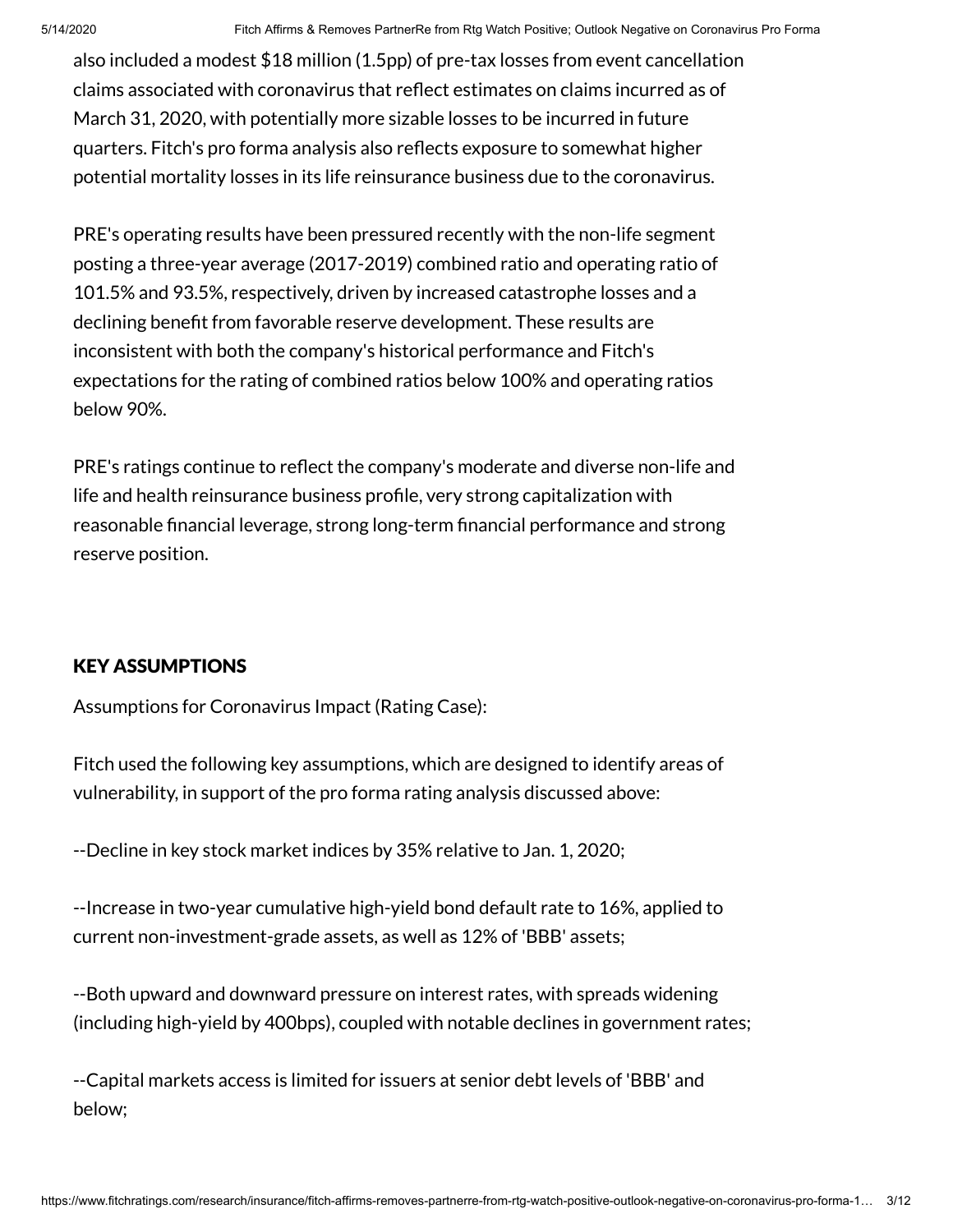also included a modest $18 million (1.5pp) of pre-tax losses from event cancellation claims associated with coronavirus that reflect estimates on claims incurred as of March 31, 2020, with potentially more sizable losses to be incurred in future quarters. Fitch's pro forma analysis also reflects exposure to somewhat higher potential mortality losses in its life reinsurance business due to the coronavirus.

PRE's operating results have been pressured recently with the non-life segment posting a three-year average (2017-2019) combined ratio and operating ratio of 101.5% and 93.5%, respectively, driven by increased catastrophe losses and a declining benefit from favorable reserve development. These results are inconsistent with both the company's historical performance and Fitch's expectations for the rating of combined ratios below 100% and operating ratios below 90%.

PRE's ratings continue to reflect the company's moderate and diverse non-life and life and health reinsurance business profile, very strong capitalization with reasonable financial leverage, strong long-term financial performance and strong reserve position.

## KEY ASSUMPTIONS

Assumptions for Coronavirus Impact (Rating Case):

Fitch used the following key assumptions, which are designed to identify areas of vulnerability, in support of the pro forma rating analysis discussed above:

--Decline in key stock market indices by 35% relative to Jan. 1, 2020;

--Increase in two-year cumulative high-yield bond default rate to 16%, applied to current non-investment-grade assets, as well as 12% of 'BBB' assets;

--Both upward and downward pressure on interest rates, with spreads widening (including high-yield by 400bps), coupled with notable declines in government rates;

--Capital markets access is limited for issuers at senior debt levels of 'BBB' and below;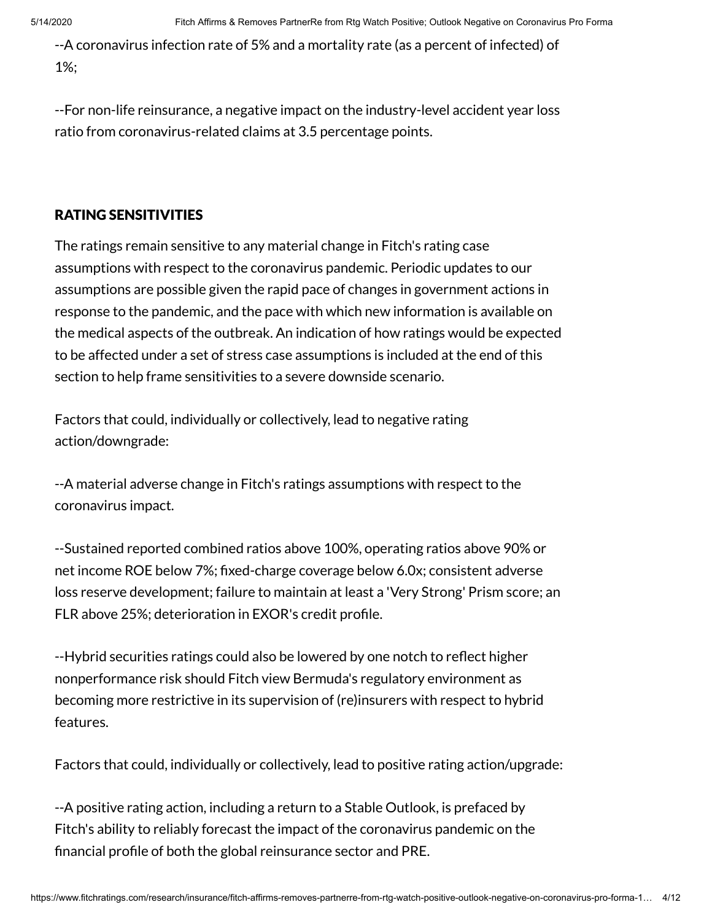--A coronavirus infection rate of 5% and a mortality rate (as a percent of infected) of 1%;

--For non-life reinsurance, a negative impact on the industry-level accident year loss ratio from coronavirus-related claims at 3.5 percentage points.

## RATING SENSITIVITIES

The ratings remain sensitive to any material change in Fitch's rating case assumptions with respect to the coronavirus pandemic. Periodic updates to our assumptions are possible given the rapid pace of changes in government actions in response to the pandemic, and the pace with which new information is available on the medical aspects of the outbreak. An indication of how ratings would be expected to be affected under a set of stress case assumptions is included at the end of this section to help frame sensitivities to a severe downside scenario.

Factors that could, individually or collectively, lead to negative rating action/downgrade:

--A material adverse change in Fitch's ratings assumptions with respect to the coronavirus impact.

--Sustained reported combined ratios above 100%, operating ratios above 90% or net income ROE below 7%; fixed-charge coverage below 6.0x; consistent adverse loss reserve development; failure to maintain at least a 'Very Strong' Prism score; an FLR above 25%; deterioration in EXOR's credit profile.

--Hybrid securities ratings could also be lowered by one notch to reflect higher nonperformance risk should Fitch view Bermuda's regulatory environment as becoming more restrictive in its supervision of (re)insurers with respect to hybrid features.

Factors that could, individually or collectively, lead to positive rating action/upgrade:

--A positive rating action, including a return to a Stable Outlook, is prefaced by Fitch's ability to reliably forecast the impact of the coronavirus pandemic on the financial profile of both the global reinsurance sector and PRE.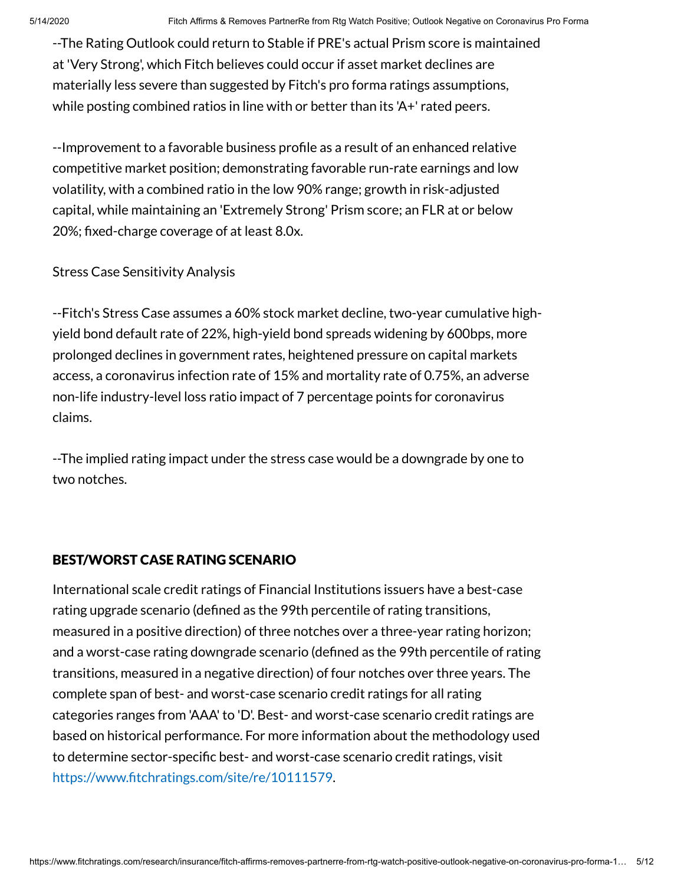--The Rating Outlook could return to Stable if PRE's actual Prism score is maintained at 'Very Strong', which Fitch believes could occur if asset market declines are materially less severe than suggested by Fitch's pro forma ratings assumptions, while posting combined ratios in line with or better than its 'A+' rated peers.

--Improvement to a favorable business profile as a result of an enhanced relative competitive market position; demonstrating favorable run-rate earnings and low volatility, with a combined ratio in the low 90% range; growth in risk-adjusted capital, while maintaining an 'Extremely Strong' Prism score; an FLR at or below 20%; fixed-charge coverage of at least 8.0x.

Stress Case Sensitivity Analysis

--Fitch's Stress Case assumes a 60% stock market decline, two-year cumulative high-yield bond default rate of 22%, high-yield bond spreads widening by 600bps, more prolonged declines in government rates, heightened pressure on capital markets access, a coronavirus infection rate of 15% and mortality rate of 0.75%, an adverse non-life industry-level loss ratio impact of 7 percentage points for coronavirus claims.

--The implied rating impact under the stress case would be a downgrade by one to two notches.

## BEST/WORST CASE RATING SCENARIO

International scale credit ratings of Financial Institutions issuers have a best-case rating upgrade scenario (defined as the 99th percentile of rating transitions, measured in a positive direction) of three notches over a three-year rating horizon; and a worst-case rating downgrade scenario (defined as the 99th percentile of rating transitions, measured in a negative direction) of four notches over three years. The complete span of best- and worst-case scenario credit ratings for all rating categories ranges from 'AAA' to 'D'. Best- and worst-case scenario credit ratings are based on historical performance. For more information about the methodology used to determine sector-specific best- and worst-case scenario credit ratings, visit https://www.fitchratings.com/site/re/10111579.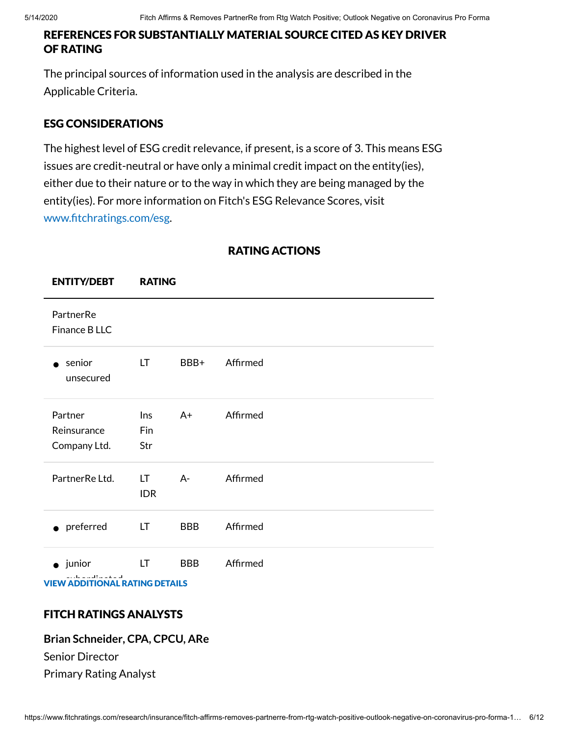## REFERENCES FOR SUBSTANTIALLY MATERIAL SOURCE CITED AS KEY DRIVER OF RATING

The principal sources of information used in the analysis are described in the Applicable Criteria.

## ESG CONSIDERATIONS

The highest level of ESG credit relevance, if present, is a score of 3. This means ESG issues are credit-neutral or have only a minimal credit impact on the entity(ies), either due to their nature or to the way in which they are being managed by the entity(ies). For more information on Fitch's ESG Relevance Scores, visit www.fitchratings.com/esg.

## RATING ACTIONS

| ENTITY/DEBT | RATING | | |
|---|---|---|---|
| PartnerRe Finance B LLC | | | |
| • senior unsecured | LT | BBB+ | Affirmed |
| Partner Reinsurance Company Ltd. | Ins Fin Str | A+ | Affirmed |
| PartnerRe Ltd. | LT IDR | A- | Affirmed |
| • preferred | LT | BBB | Affirmed |
| • junior subordinated | LT | BBB | Affirmed |

**VIEW ADDITIONAL RATING DETAILS**

## FITCH RATINGS ANALYSTS

**Brian Schneider, CPA, CPCU, ARe**
Senior Director
Primary Rating Analyst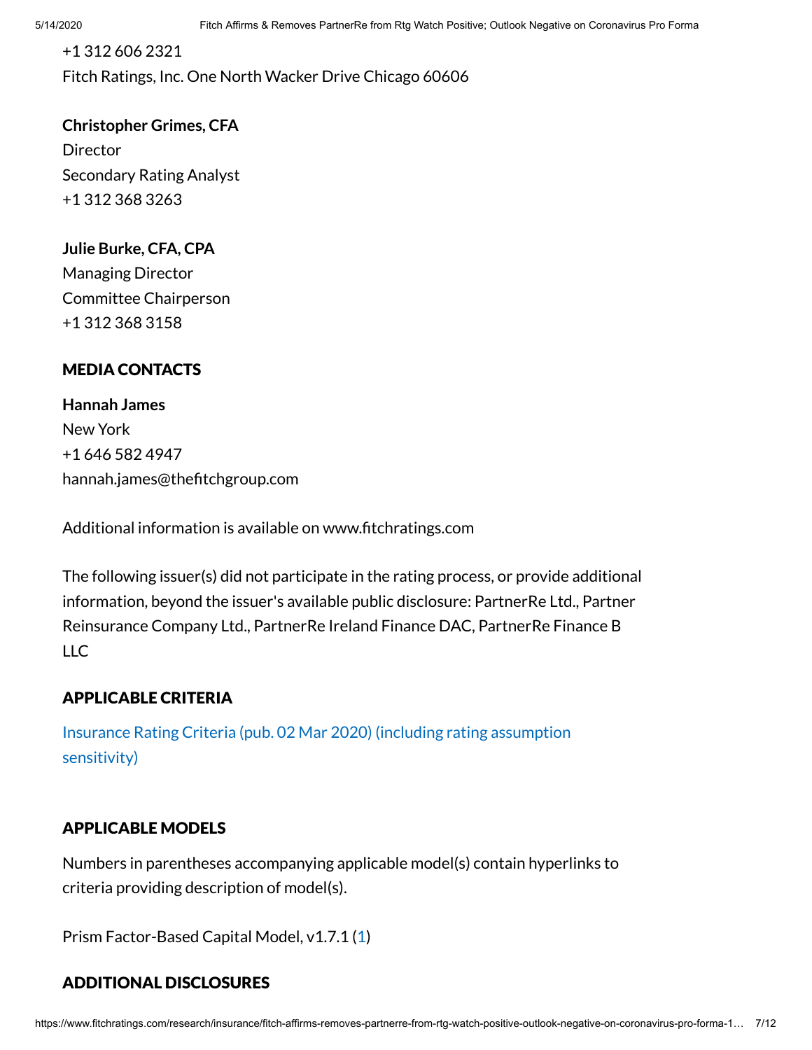+1 312 606 2321

Fitch Ratings, Inc. One North Wacker Drive Chicago 60606

**Christopher Grimes, CFA**

Director

Secondary Rating Analyst

+1 312 368 3263

**Julie Burke, CFA, CPA**

Managing Director

Committee Chairperson

+1 312 368 3158

## MEDIA CONTACTS

**Hannah James**

New York

+1 646 582 4947

hannah.james@thefitchgroup.com

Additional information is available on www.fitchratings.com

The following issuer(s) did not participate in the rating process, or provide additional information, beyond the issuer's available public disclosure: PartnerRe Ltd., Partner Reinsurance Company Ltd., PartnerRe Ireland Finance DAC, PartnerRe Finance B LLC

## APPLICABLE CRITERIA

Insurance Rating Criteria (pub. 02 Mar 2020) (including rating assumption sensitivity)

## APPLICABLE MODELS

Numbers in parentheses accompanying applicable model(s) contain hyperlinks to criteria providing description of model(s).

Prism Factor-Based Capital Model, v1.7.1 (1)

## ADDITIONAL DISCLOSURES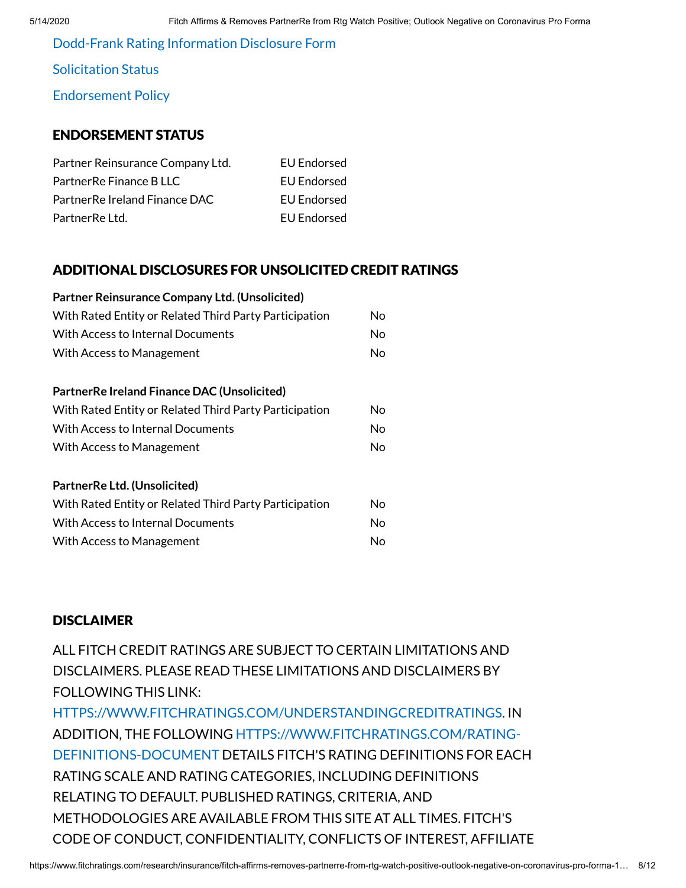Dodd-Frank Rating Information Disclosure Form

Solicitation Status

Endorsement Policy

## ENDORSEMENT STATUS

| | |
|---|---|
| Partner Reinsurance Company Ltd. | EU Endorsed |
| PartnerRe Finance B LLC | EU Endorsed |
| PartnerRe Ireland Finance DAC | EU Endorsed |
| PartnerRe Ltd. | EU Endorsed |

## ADDITIONAL DISCLOSURES FOR UNSOLICITED CREDIT RATINGS

**Partner Reinsurance Company Ltd. (Unsolicited)**

| | |
|---|---|
| With Rated Entity or Related Third Party Participation | No |
| With Access to Internal Documents | No |
| With Access to Management | No |

**PartnerRe Ireland Finance DAC (Unsolicited)**

| | |
|---|---|
| With Rated Entity or Related Third Party Participation | No |
| With Access to Internal Documents | No |
| With Access to Management | No |

**PartnerRe Ltd. (Unsolicited)**

| | |
|---|---|
| With Rated Entity or Related Third Party Participation | No |
| With Access to Internal Documents | No |
| With Access to Management | No |

## DISCLAIMER

ALL FITCH CREDIT RATINGS ARE SUBJECT TO CERTAIN LIMITATIONS AND DISCLAIMERS. PLEASE READ THESE LIMITATIONS AND DISCLAIMERS BY FOLLOWING THIS LINK: HTTPS://WWW.FITCHRATINGS.COM/UNDERSTANDINGCREDITRATINGS. IN ADDITION, THE FOLLOWING HTTPS://WWW.FITCHRATINGS.COM/RATING-DEFINITIONS-DOCUMENT DETAILS FITCH'S RATING DEFINITIONS FOR EACH RATING SCALE AND RATING CATEGORIES, INCLUDING DEFINITIONS RELATING TO DEFAULT. PUBLISHED RATINGS, CRITERIA, AND METHODOLOGIES ARE AVAILABLE FROM THIS SITE AT ALL TIMES. FITCH'S CODE OF CONDUCT, CONFIDENTIALITY, CONFLICTS OF INTEREST, AFFILIATE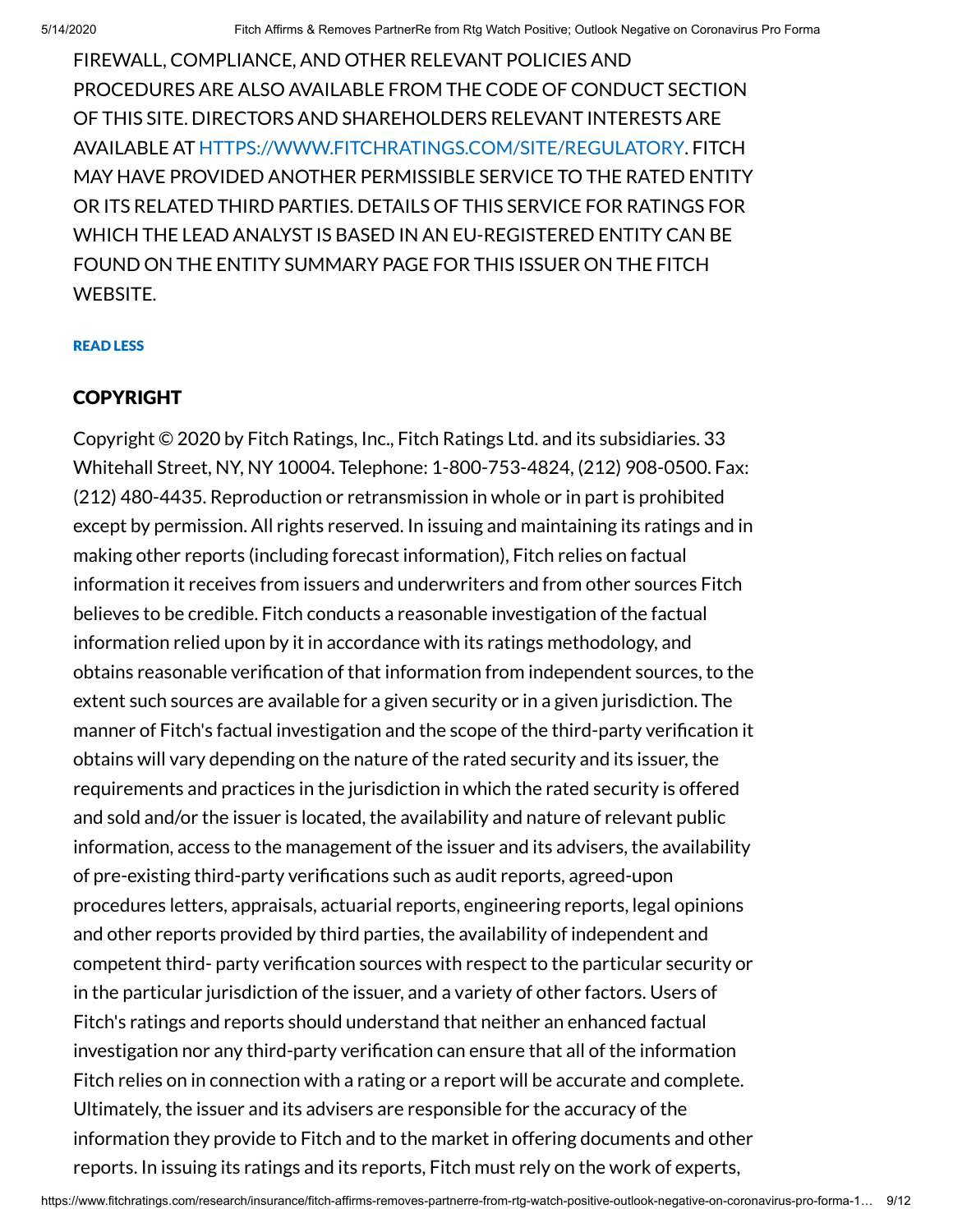FIREWALL, COMPLIANCE, AND OTHER RELEVANT POLICIES AND PROCEDURES ARE ALSO AVAILABLE FROM THE CODE OF CONDUCT SECTION OF THIS SITE. DIRECTORS AND SHAREHOLDERS RELEVANT INTERESTS ARE AVAILABLE AT HTTPS://WWW.FITCHRATINGS.COM/SITE/REGULATORY. FITCH MAY HAVE PROVIDED ANOTHER PERMISSIBLE SERVICE TO THE RATED ENTITY OR ITS RELATED THIRD PARTIES. DETAILS OF THIS SERVICE FOR RATINGS FOR WHICH THE LEAD ANALYST IS BASED IN AN EU-REGISTERED ENTITY CAN BE FOUND ON THE ENTITY SUMMARY PAGE FOR THIS ISSUER ON THE FITCH WEBSITE.

READ LESS

## COPYRIGHT

Copyright © 2020 by Fitch Ratings, Inc., Fitch Ratings Ltd. and its subsidiaries. 33 Whitehall Street, NY, NY 10004. Telephone: 1-800-753-4824, (212) 908-0500. Fax: (212) 480-4435. Reproduction or retransmission in whole or in part is prohibited except by permission. All rights reserved. In issuing and maintaining its ratings and in making other reports (including forecast information), Fitch relies on factual information it receives from issuers and underwriters and from other sources Fitch believes to be credible. Fitch conducts a reasonable investigation of the factual information relied upon by it in accordance with its ratings methodology, and obtains reasonable verification of that information from independent sources, to the extent such sources are available for a given security or in a given jurisdiction. The manner of Fitch's factual investigation and the scope of the third-party verification it obtains will vary depending on the nature of the rated security and its issuer, the requirements and practices in the jurisdiction in which the rated security is offered and sold and/or the issuer is located, the availability and nature of relevant public information, access to the management of the issuer and its advisers, the availability of pre-existing third-party verifications such as audit reports, agreed-upon procedures letters, appraisals, actuarial reports, engineering reports, legal opinions and other reports provided by third parties, the availability of independent and competent third- party verification sources with respect to the particular security or in the particular jurisdiction of the issuer, and a variety of other factors. Users of Fitch's ratings and reports should understand that neither an enhanced factual investigation nor any third-party verification can ensure that all of the information Fitch relies on in connection with a rating or a report will be accurate and complete. Ultimately, the issuer and its advisers are responsible for the accuracy of the information they provide to Fitch and to the market in offering documents and other reports. In issuing its ratings and its reports, Fitch must rely on the work of experts,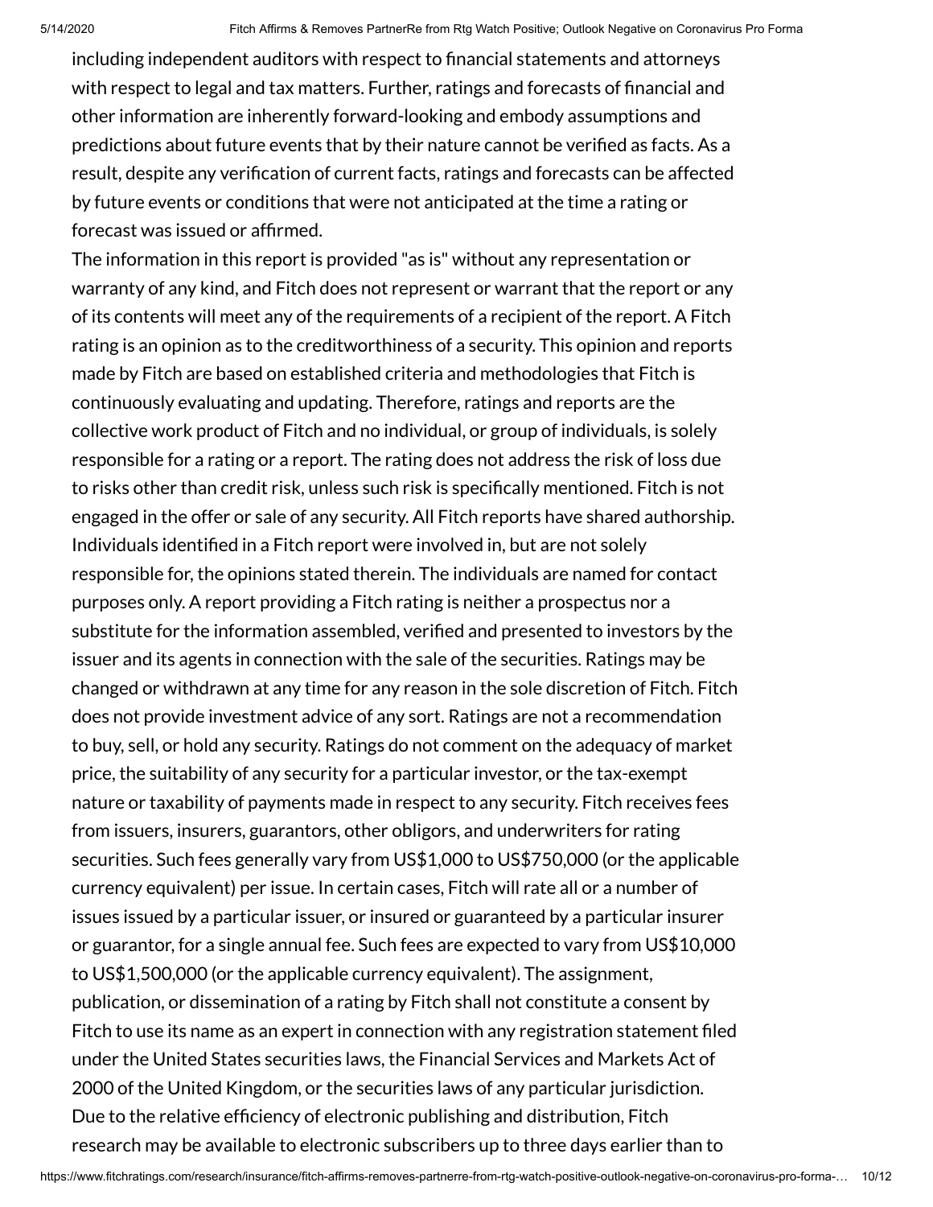including independent auditors with respect to financial statements and attorneys with respect to legal and tax matters. Further, ratings and forecasts of financial and other information are inherently forward-looking and embody assumptions and predictions about future events that by their nature cannot be verified as facts. As a result, despite any verification of current facts, ratings and forecasts can be affected by future events or conditions that were not anticipated at the time a rating or forecast was issued or affirmed.

The information in this report is provided "as is" without any representation or warranty of any kind, and Fitch does not represent or warrant that the report or any of its contents will meet any of the requirements of a recipient of the report. A Fitch rating is an opinion as to the creditworthiness of a security. This opinion and reports made by Fitch are based on established criteria and methodologies that Fitch is continuously evaluating and updating. Therefore, ratings and reports are the collective work product of Fitch and no individual, or group of individuals, is solely responsible for a rating or a report. The rating does not address the risk of loss due to risks other than credit risk, unless such risk is specifically mentioned. Fitch is not engaged in the offer or sale of any security. All Fitch reports have shared authorship. Individuals identified in a Fitch report were involved in, but are not solely responsible for, the opinions stated therein. The individuals are named for contact purposes only. A report providing a Fitch rating is neither a prospectus nor a substitute for the information assembled, verified and presented to investors by the issuer and its agents in connection with the sale of the securities. Ratings may be changed or withdrawn at any time for any reason in the sole discretion of Fitch. Fitch does not provide investment advice of any sort. Ratings are not a recommendation to buy, sell, or hold any security. Ratings do not comment on the adequacy of market price, the suitability of any security for a particular investor, or the tax-exempt nature or taxability of payments made in respect to any security. Fitch receives fees from issuers, insurers, guarantors, other obligors, and underwriters for rating securities. Such fees generally vary from US$1,000 to US$750,000 (or the applicable currency equivalent) per issue. In certain cases, Fitch will rate all or a number of issues issued by a particular issuer, or insured or guaranteed by a particular insurer or guarantor, for a single annual fee. Such fees are expected to vary from US$10,000 to US$1,500,000 (or the applicable currency equivalent). The assignment, publication, or dissemination of a rating by Fitch shall not constitute a consent by Fitch to use its name as an expert in connection with any registration statement filed under the United States securities laws, the Financial Services and Markets Act of 2000 of the United Kingdom, or the securities laws of any particular jurisdiction. Due to the relative efficiency of electronic publishing and distribution, Fitch research may be available to electronic subscribers up to three days earlier than to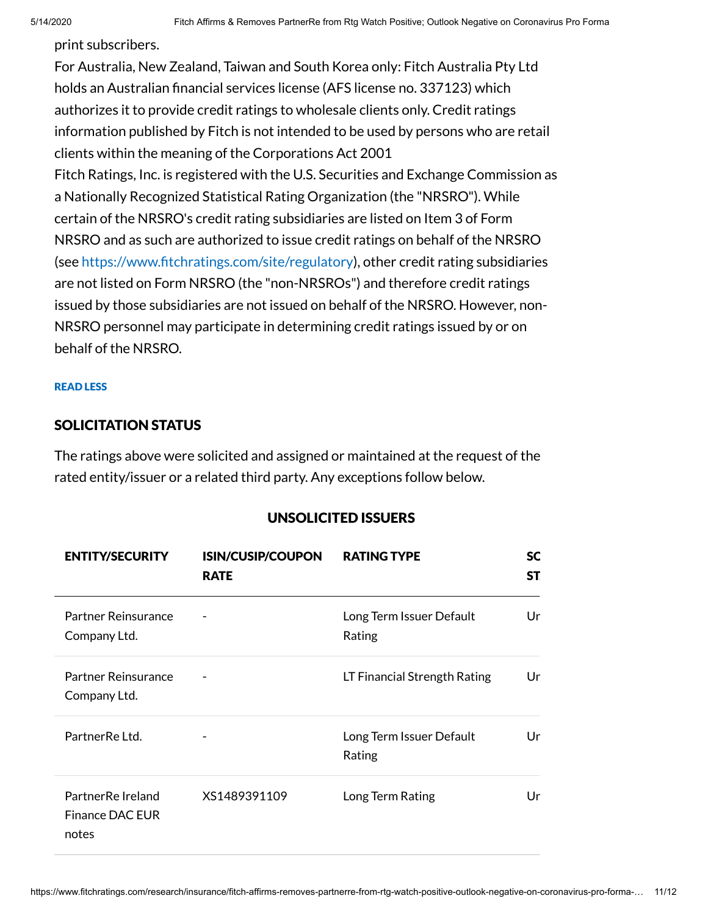print subscribers.

For Australia, New Zealand, Taiwan and South Korea only: Fitch Australia Pty Ltd holds an Australian financial services license (AFS license no. 337123) which authorizes it to provide credit ratings to wholesale clients only. Credit ratings information published by Fitch is not intended to be used by persons who are retail clients within the meaning of the Corporations Act 2001

Fitch Ratings, Inc. is registered with the U.S. Securities and Exchange Commission as a Nationally Recognized Statistical Rating Organization (the "NRSRO"). While certain of the NRSRO's credit rating subsidiaries are listed on Item 3 of Form NRSRO and as such are authorized to issue credit ratings on behalf of the NRSRO (see https://www.fitchratings.com/site/regulatory), other credit rating subsidiaries are not listed on Form NRSRO (the "non-NRSROs") and therefore credit ratings issued by those subsidiaries are not issued on behalf of the NRSRO. However, non-NRSRO personnel may participate in determining credit ratings issued by or on behalf of the NRSRO.

**READ LESS**

## SOLICITATION STATUS

The ratings above were solicited and assigned or maintained at the request of the rated entity/issuer or a related third party. Any exceptions follow below.

### UNSOLICITED ISSUERS

| ENTITY/SECURITY | ISIN/CUSIP/COUPON RATE | RATING TYPE | SC ST |
|---|---|---|---|
| Partner Reinsurance Company Ltd. | - | Long Term Issuer Default Rating | Ur |
| Partner Reinsurance Company Ltd. | - | LT Financial Strength Rating | Ur |
| PartnerRe Ltd. | - | Long Term Issuer Default Rating | Ur |
| PartnerRe Ireland Finance DAC EUR notes | XS1489391109 | Long Term Rating | Ur |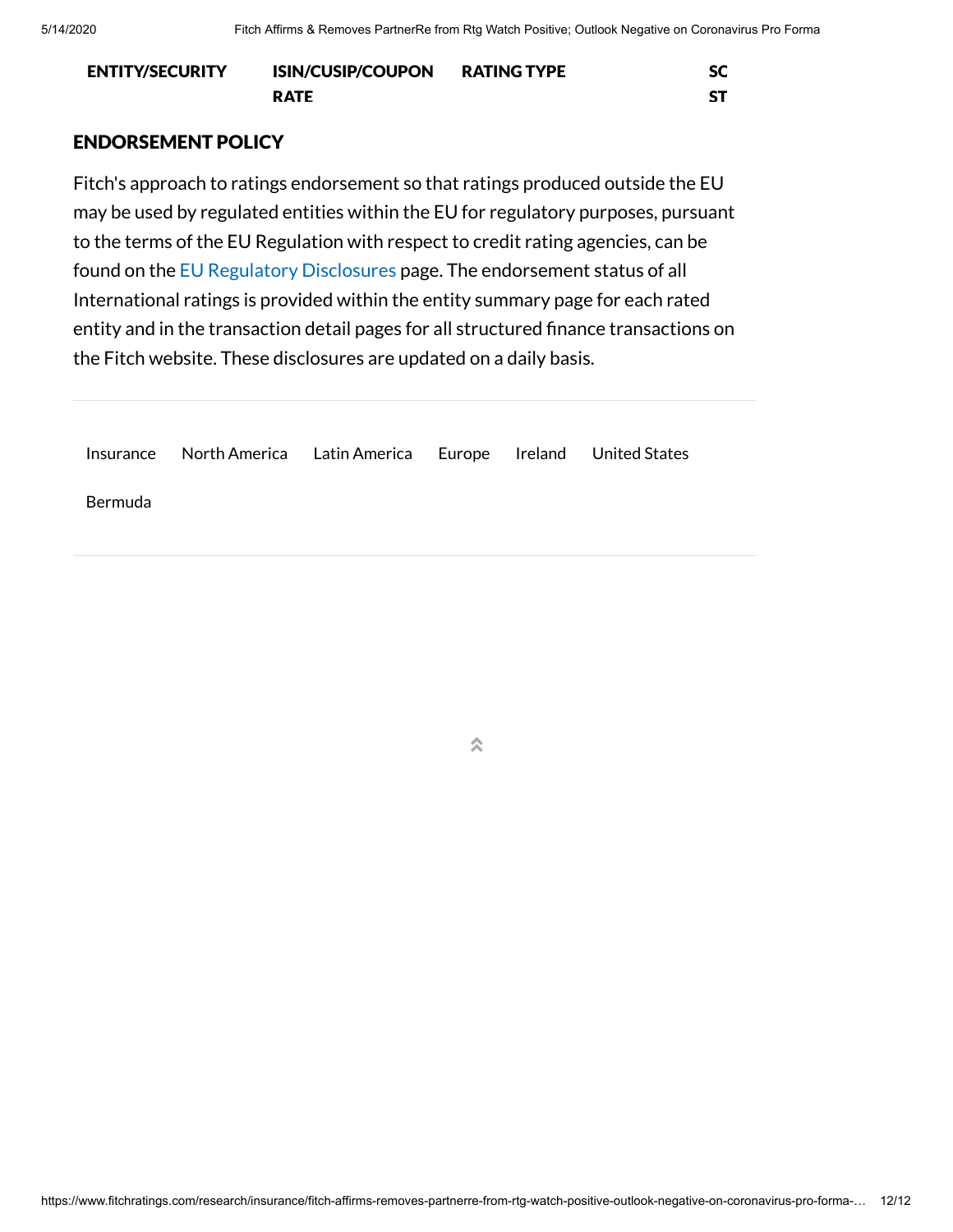| ENTITY/SECURITY | ISIN/CUSIP/COUPON RATE | RATING TYPE | SC ST |
|---|---|---|---|

## ENDORSEMENT POLICY

Fitch's approach to ratings endorsement so that ratings produced outside the EU may be used by regulated entities within the EU for regulatory purposes, pursuant to the terms of the EU Regulation with respect to credit rating agencies, can be found on the EU Regulatory Disclosures page. The endorsement status of all International ratings is provided within the entity summary page for each rated entity and in the transaction detail pages for all structured finance transactions on the Fitch website. These disclosures are updated on a daily basis.

Insurance North America Latin America Europe Ireland United States

Bermuda